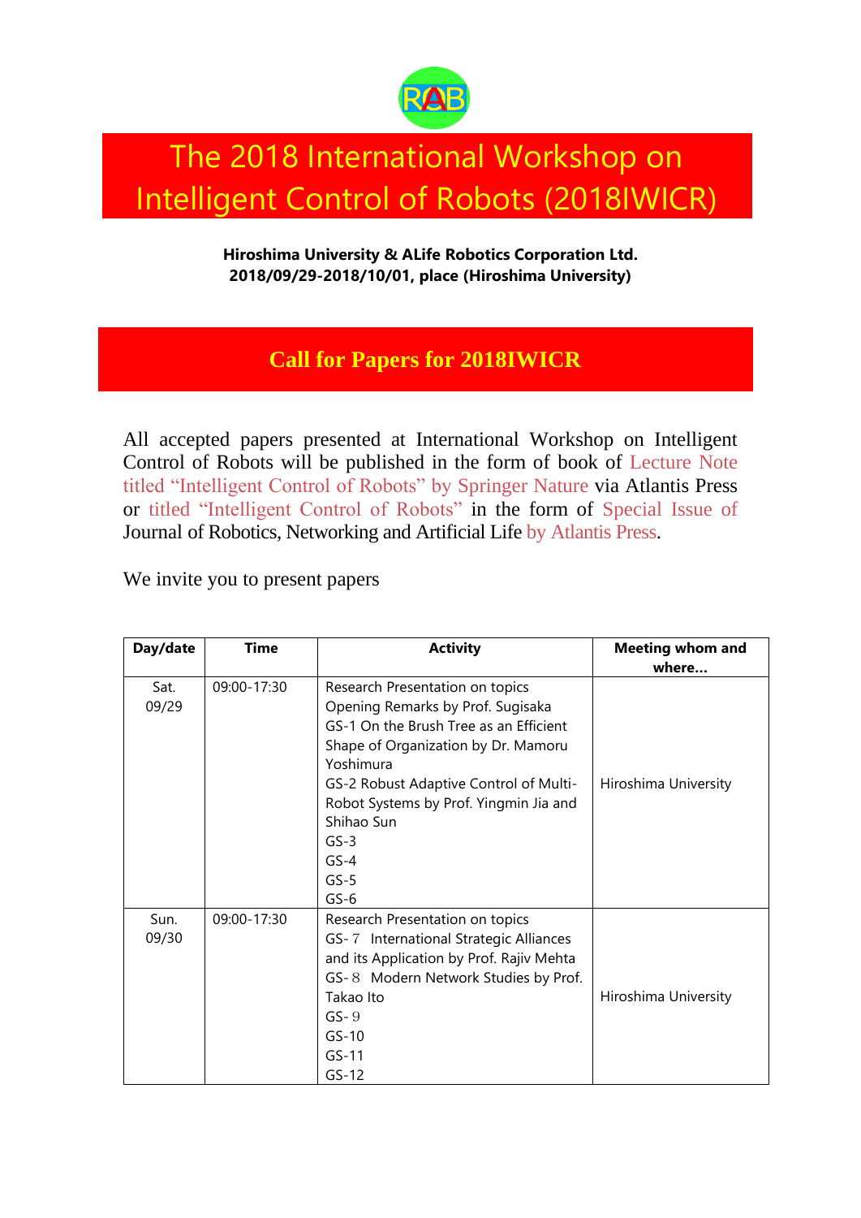# The 2018 International Workshop on Intelligent Control of Robots (2018IWICR)

**Hiroshima University & ALife Robotics Corporation Ltd.**
**2018/09/29-2018/10/01, place (Hiroshima University)**

## Call for Papers for 2018IWICR

All accepted papers presented at International Workshop on Intelligent Control of Robots will be published in the form of book of Lecture Note titled "Intelligent Control of Robots" by Springer Nature via Atlantis Press or titled "Intelligent Control of Robots" in the form of Special Issue of Journal of Robotics, Networking and Artificial Life by Atlantis Press.

We invite you to present papers

| Day/date | Time | Activity | Meeting whom and where… |
|---|---|---|---|
| Sat. 09/29 | 09:00-17:30 | Research Presentation on topics<br>Opening Remarks by Prof. Sugisaka<br>GS-1 On the Brush Tree as an Efficient Shape of Organization by Dr. Mamoru Yoshimura<br>GS-2 Robust Adaptive Control of Multi-Robot Systems by Prof. Yingmin Jia and Shihao Sun<br>GS-3<br>GS-4<br>GS-5<br>GS-6 | Hiroshima University |
| Sun. 09/30 | 09:00-17:30 | Research Presentation on topics<br>GS-７ International Strategic Alliances and its Application by Prof. Rajiv Mehta<br>GS-８ Modern Network Studies by Prof. Takao Ito<br>GS-９<br>GS-10<br>GS-11<br>GS-12 | Hiroshima University |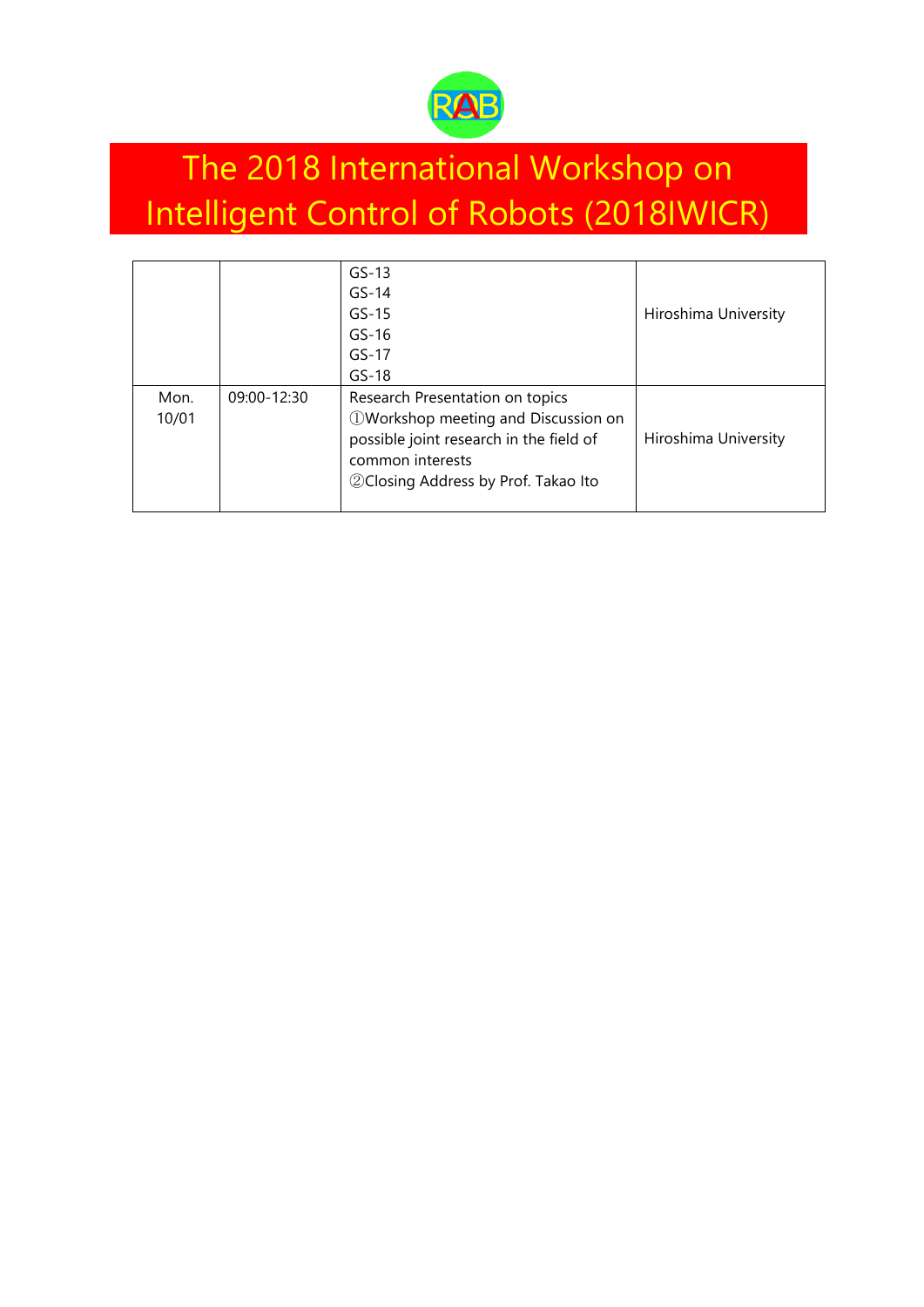# The 2018 International Workshop on Intelligent Control of Robots (2018IWICR)

| | | | |
|---|---|---|---|
| | | GS-13<br>GS-14<br>GS-15<br>GS-16<br>GS-17<br>GS-18 | Hiroshima University |
| Mon.<br>10/01 | 09:00-12:30 | Research Presentation on topics<br>①Workshop meeting and Discussion on possible joint research in the field of common interests<br>②Closing Address by Prof. Takao Ito | Hiroshima University |